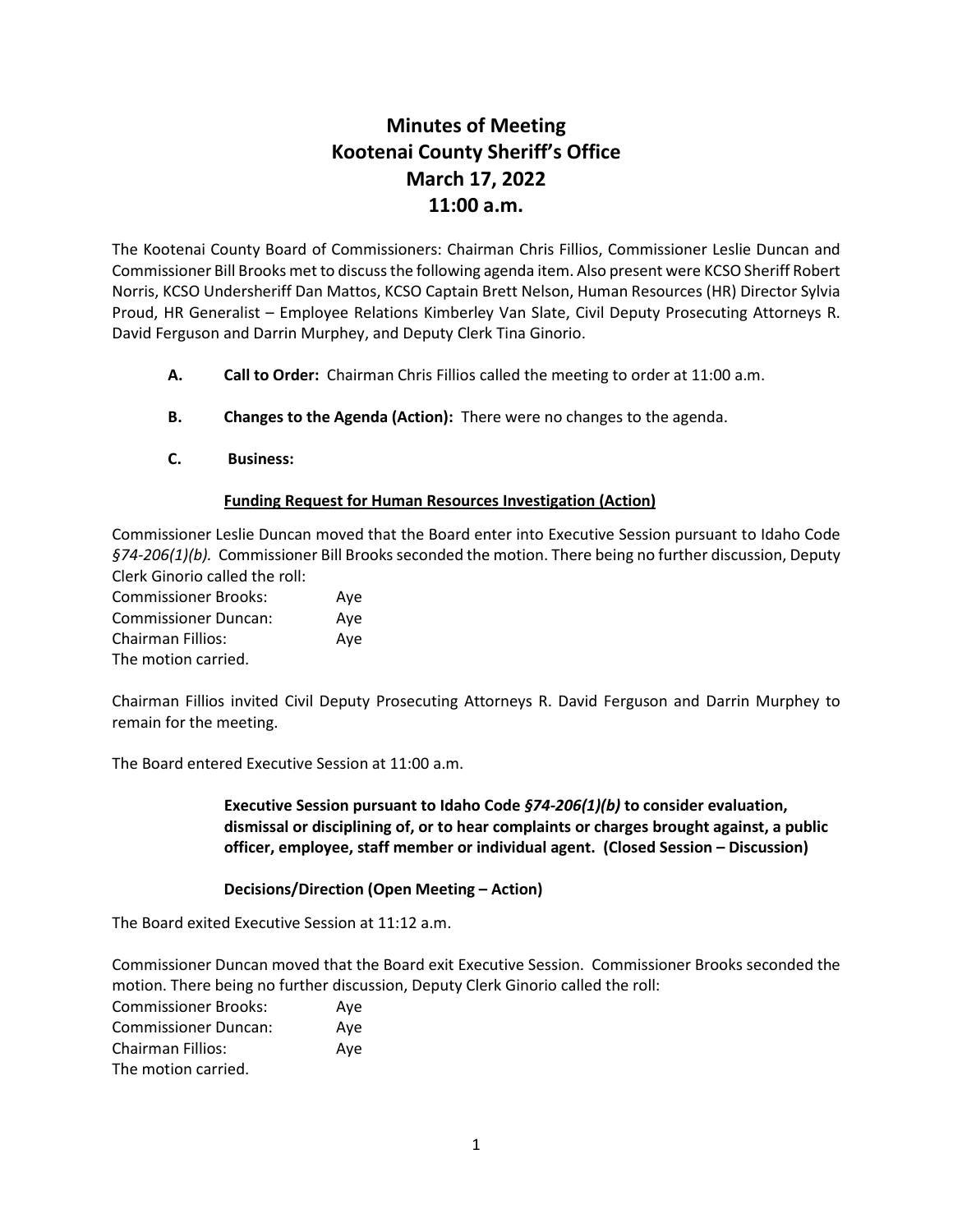# Minutes of Meeting
# Kootenai County Sheriff's Office
# March 17, 2022
# 11:00 a.m.

The Kootenai County Board of Commissioners: Chairman Chris Fillios, Commissioner Leslie Duncan and Commissioner Bill Brooks met to discuss the following agenda item. Also present were KCSO Sheriff Robert Norris, KCSO Undersheriff Dan Mattos, KCSO Captain Brett Nelson, Human Resources (HR) Director Sylvia Proud, HR Generalist – Employee Relations Kimberley Van Slate, Civil Deputy Prosecuting Attorneys R. David Ferguson and Darrin Murphey, and Deputy Clerk Tina Ginorio.

**A. Call to Order:** Chairman Chris Fillios called the meeting to order at 11:00 a.m.

**B. Changes to the Agenda (Action):** There were no changes to the agenda.

**C. Business:**

**<u>Funding Request for Human Resources Investigation (Action)</u>**

Commissioner Leslie Duncan moved that the Board enter into Executive Session pursuant to Idaho Code *§74-206(1)(b).* Commissioner Bill Brooks seconded the motion. There being no further discussion, Deputy Clerk Ginorio called the roll:

Commissioner Brooks: Aye
Commissioner Duncan: Aye
Chairman Fillios: Aye
The motion carried.

Chairman Fillios invited Civil Deputy Prosecuting Attorneys R. David Ferguson and Darrin Murphey to remain for the meeting.

The Board entered Executive Session at 11:00 a.m.

**Executive Session pursuant to Idaho Code *§74-206(1)(b)* to consider evaluation, dismissal or disciplining of, or to hear complaints or charges brought against, a public officer, employee, staff member or individual agent. (Closed Session – Discussion)**

**Decisions/Direction (Open Meeting – Action)**

The Board exited Executive Session at 11:12 a.m.

Commissioner Duncan moved that the Board exit Executive Session. Commissioner Brooks seconded the motion. There being no further discussion, Deputy Clerk Ginorio called the roll:

Commissioner Brooks: Aye
Commissioner Duncan: Aye
Chairman Fillios: Aye
The motion carried.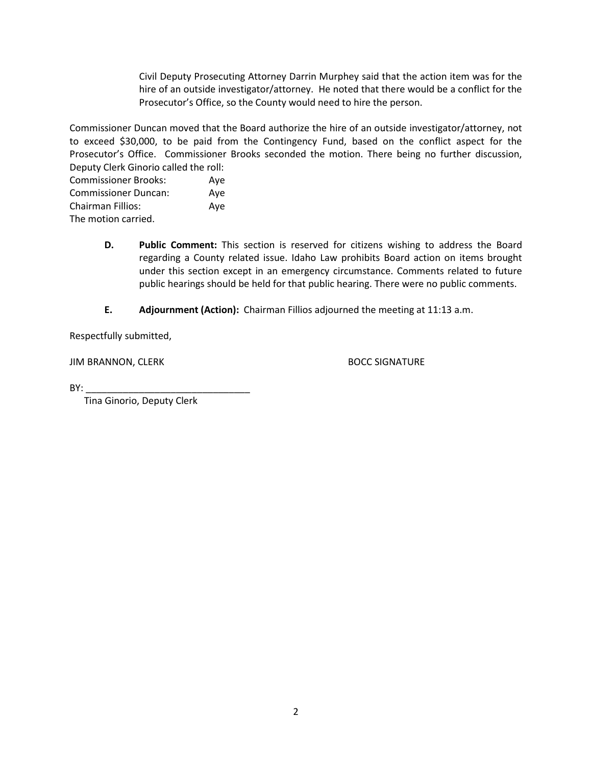Civil Deputy Prosecuting Attorney Darrin Murphey said that the action item was for the hire of an outside investigator/attorney. He noted that there would be a conflict for the Prosecutor's Office, so the County would need to hire the person.

Commissioner Duncan moved that the Board authorize the hire of an outside investigator/attorney, not to exceed $30,000, to be paid from the Contingency Fund, based on the conflict aspect for the Prosecutor's Office. Commissioner Brooks seconded the motion. There being no further discussion, Deputy Clerk Ginorio called the roll:

| | |
|---|---|
| Commissioner Brooks: | Aye |
| Commissioner Duncan: | Aye |
| Chairman Fillios: | Aye |

The motion carried.

**D. Public Comment:** This section is reserved for citizens wishing to address the Board regarding a County related issue. Idaho Law prohibits Board action on items brought under this section except in an emergency circumstance. Comments related to future public hearings should be held for that public hearing. There were no public comments.

**E. Adjournment (Action):** Chairman Fillios adjourned the meeting at 11:13 a.m.

Respectfully submitted,

JIM BRANNON, CLERK                                        BOCC SIGNATURE

BY: _______________________________
Tina Ginorio, Deputy Clerk